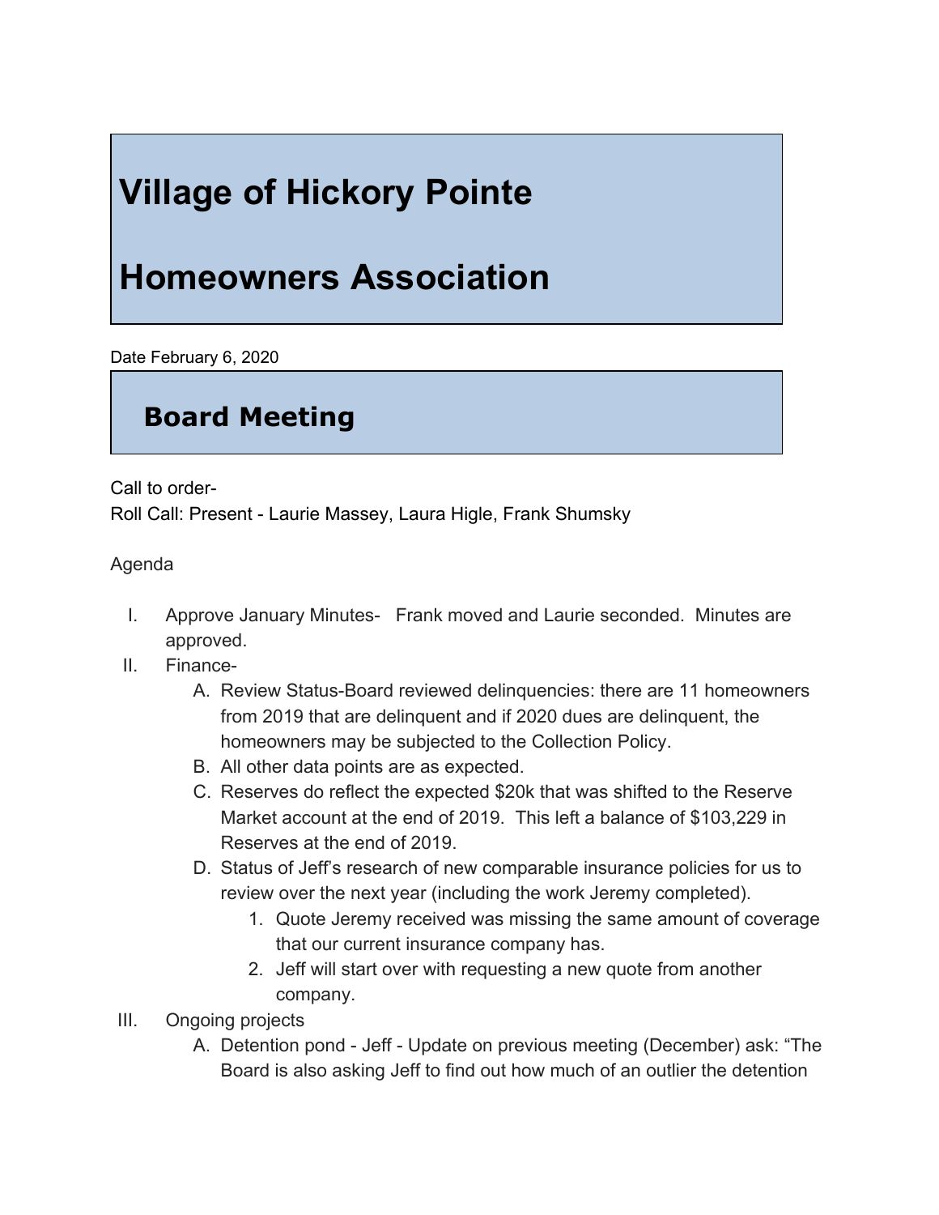# Village of Hickory Pointe

# Homeowners Association

Date February 6, 2020

## Board Meeting

Call to order-
Roll Call: Present - Laurie Massey, Laura Higle, Frank Shumsky

Agenda

I. Approve January Minutes- Frank moved and Laurie seconded. Minutes are approved.
II. Finance-
   A. Review Status-Board reviewed delinquencies: there are 11 homeowners from 2019 that are delinquent and if 2020 dues are delinquent, the homeowners may be subjected to the Collection Policy.
   B. All other data points are as expected.
   C. Reserves do reflect the expected $20k that was shifted to the Reserve Market account at the end of 2019. This left a balance of $103,229 in Reserves at the end of 2019.
   D. Status of Jeff's research of new comparable insurance policies for us to review over the next year (including the work Jeremy completed).
      1. Quote Jeremy received was missing the same amount of coverage that our current insurance company has.
      2. Jeff will start over with requesting a new quote from another company.
III. Ongoing projects
   A. Detention pond - Jeff - Update on previous meeting (December) ask: "The Board is also asking Jeff to find out how much of an outlier the detention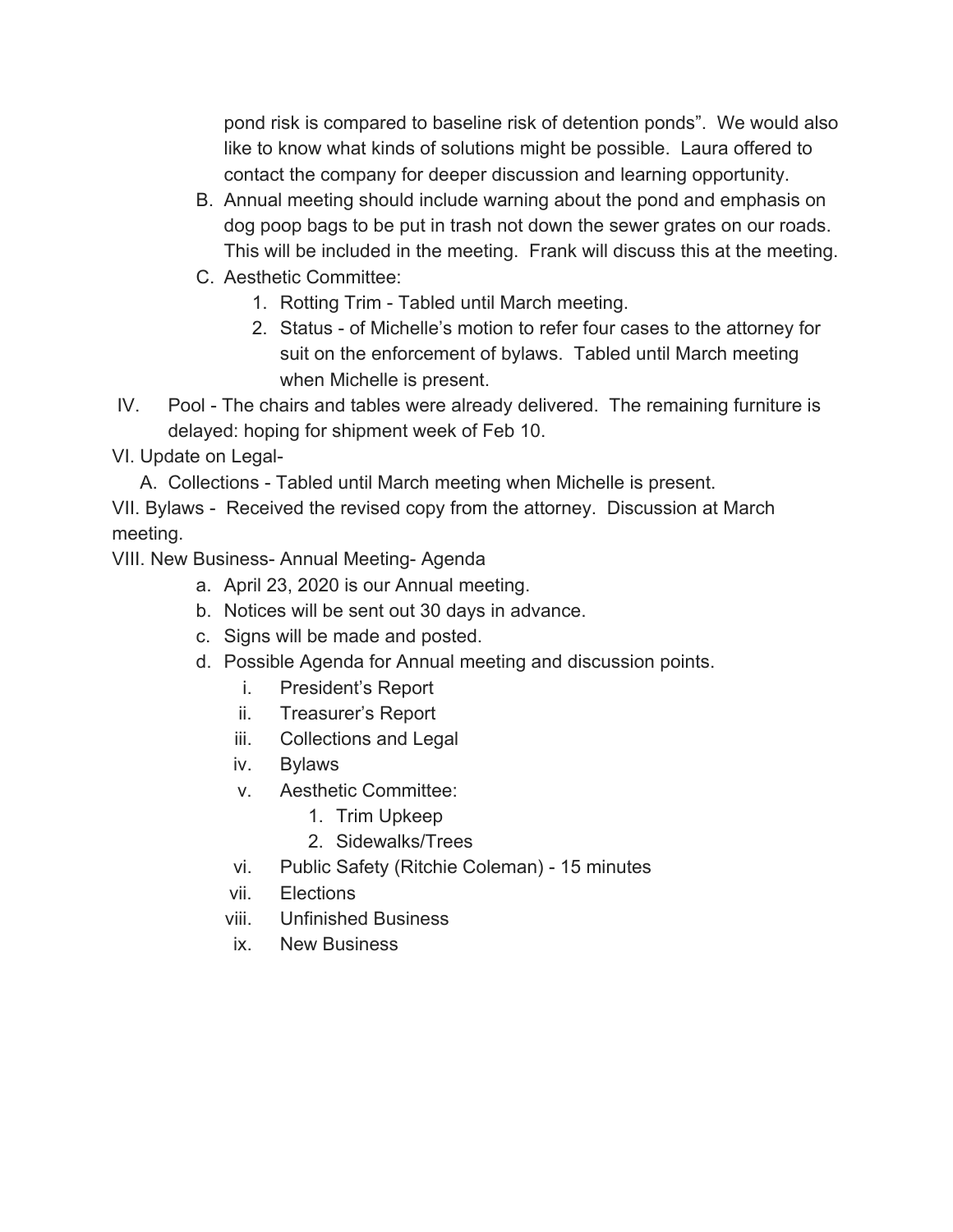pond risk is compared to baseline risk of detention ponds". We would also like to know what kinds of solutions might be possible. Laura offered to contact the company for deeper discussion and learning opportunity.

B. Annual meeting should include warning about the pond and emphasis on dog poop bags to be put in trash not down the sewer grates on our roads. This will be included in the meeting. Frank will discuss this at the meeting.

C. Aesthetic Committee:
   1. Rotting Trim - Tabled until March meeting.
   2. Status - of Michelle's motion to refer four cases to the attorney for suit on the enforcement of bylaws. Tabled until March meeting when Michelle is present.

IV. Pool - The chairs and tables were already delivered. The remaining furniture is delayed: hoping for shipment week of Feb 10.

VI. Update on Legal-

A. Collections - Tabled until March meeting when Michelle is present.

VII. Bylaws - Received the revised copy from the attorney. Discussion at March meeting.

VIII. New Business- Annual Meeting- Agenda

a. April 23, 2020 is our Annual meeting.
b. Notices will be sent out 30 days in advance.
c. Signs will be made and posted.
d. Possible Agenda for Annual meeting and discussion points.
   i. President's Report
   ii. Treasurer's Report
   iii. Collections and Legal
   iv. Bylaws
   v. Aesthetic Committee:
      1. Trim Upkeep
      2. Sidewalks/Trees
   vi. Public Safety (Ritchie Coleman) - 15 minutes
   vii. Elections
   viii. Unfinished Business
   ix. New Business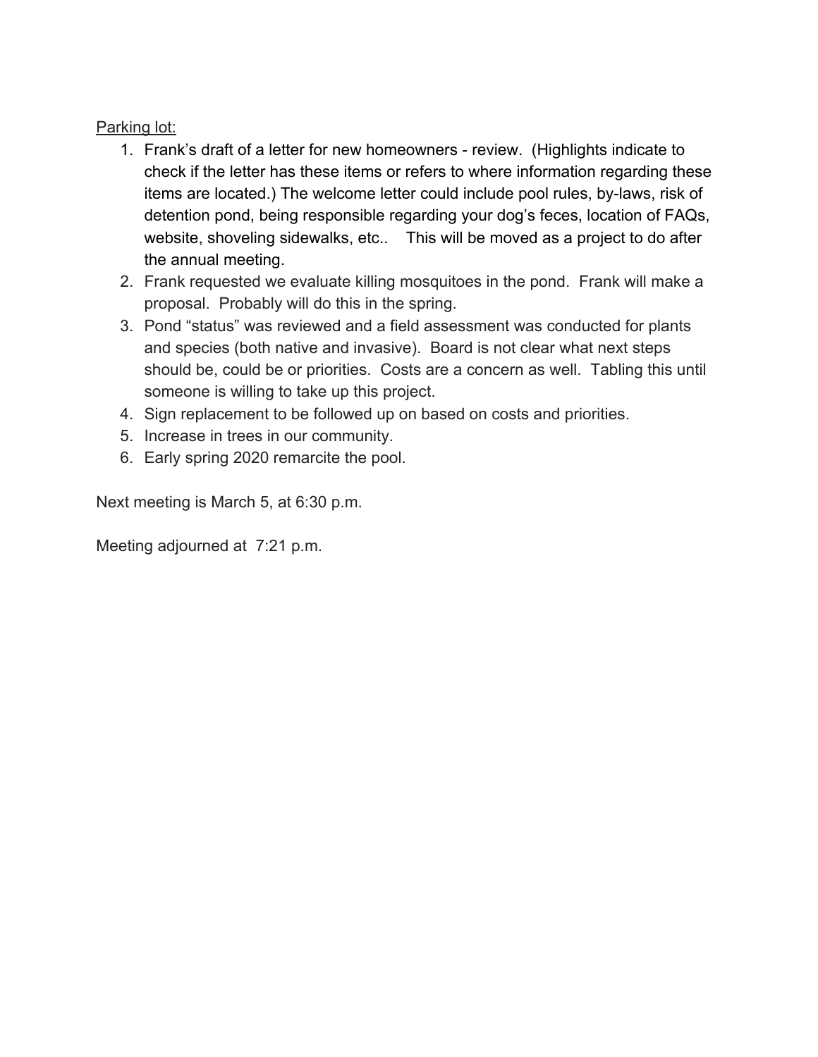<u>Parking lot:</u>

1. Frank's draft of a letter for new homeowners - review. (Highlights indicate to check if the letter has these items or refers to where information regarding these items are located.) The welcome letter could include pool rules, by-laws, risk of detention pond, being responsible regarding your dog's feces, location of FAQs, website, shoveling sidewalks, etc.. This will be moved as a project to do after the annual meeting.
2. Frank requested we evaluate killing mosquitoes in the pond. Frank will make a proposal. Probably will do this in the spring.
3. Pond "status" was reviewed and a field assessment was conducted for plants and species (both native and invasive). Board is not clear what next steps should be, could be or priorities. Costs are a concern as well. Tabling this until someone is willing to take up this project.
4. Sign replacement to be followed up on based on costs and priorities.
5. Increase in trees in our community.
6. Early spring 2020 remarcite the pool.

Next meeting is March 5, at 6:30 p.m.

Meeting adjourned at 7:21 p.m.